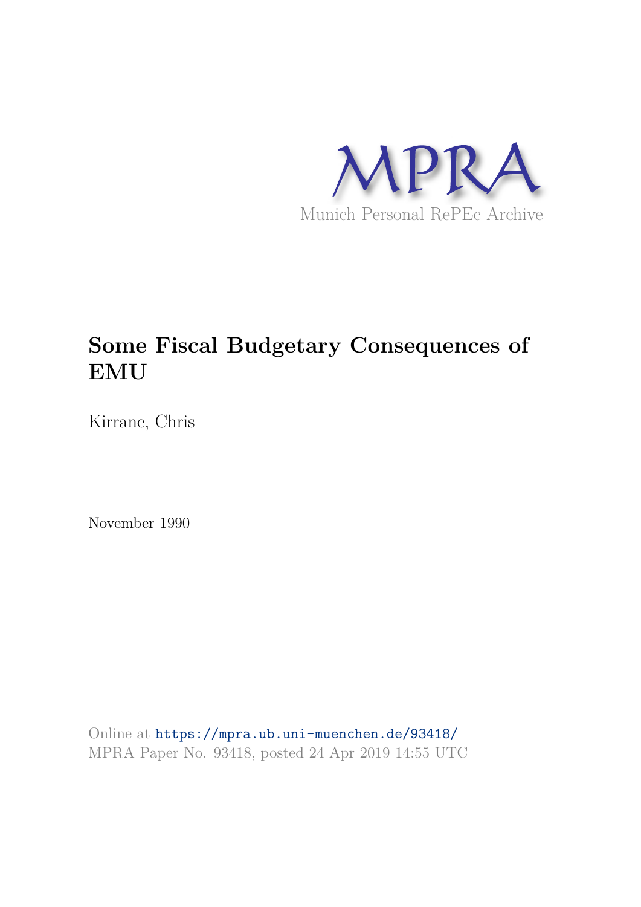MPRA

Munich Personal RePEc Archive

# Some Fiscal Budgetary Consequences of EMU

Kirrane, Chris

November 1990

Online at https://mpra.ub.uni-muenchen.de/93418/
MPRA Paper No. 93418, posted 24 Apr 2019 14:55 UTC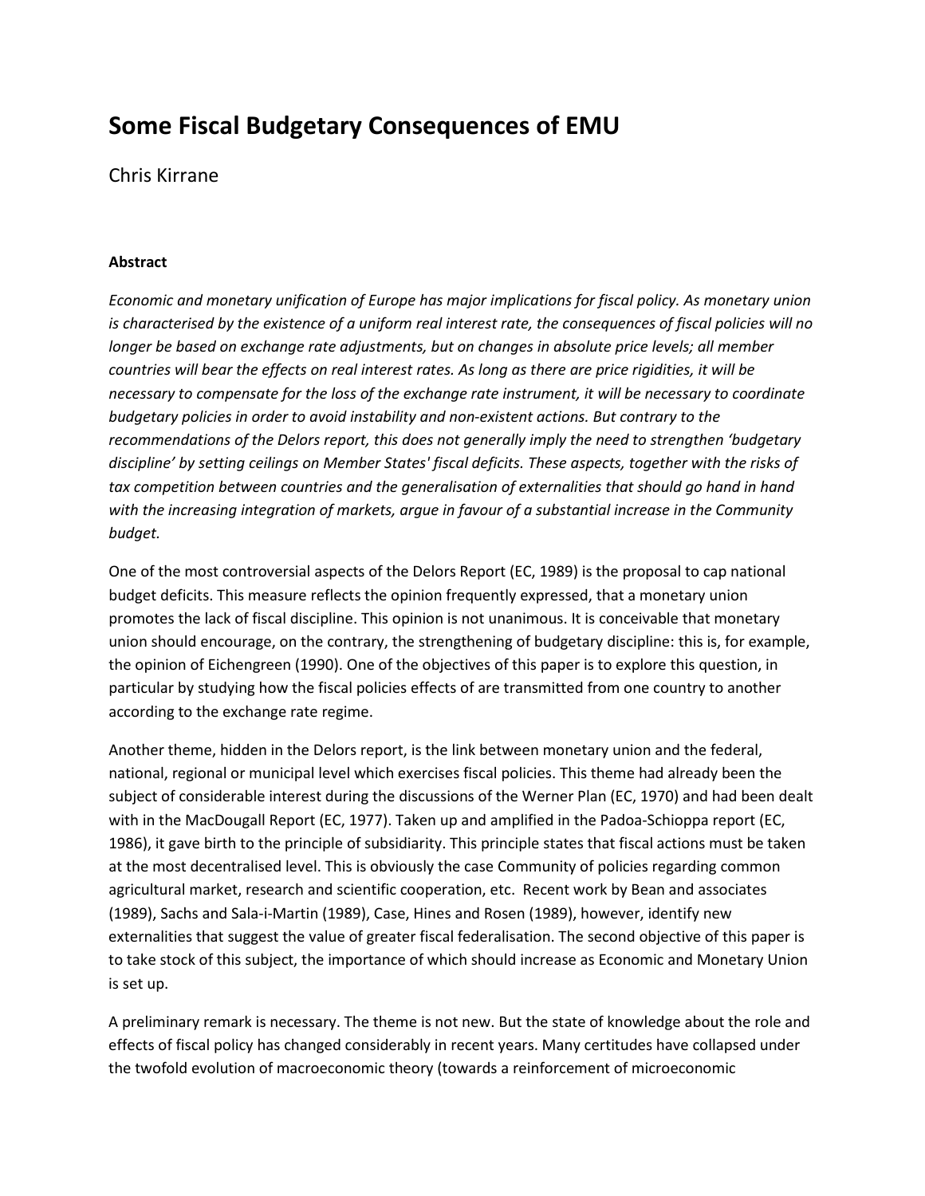# Some Fiscal Budgetary Consequences of EMU

Chris Kirrane

**Abstract**

*Economic and monetary unification of Europe has major implications for fiscal policy. As monetary union is characterised by the existence of a uniform real interest rate, the consequences of fiscal policies will no longer be based on exchange rate adjustments, but on changes in absolute price levels; all member countries will bear the effects on real interest rates. As long as there are price rigidities, it will be necessary to compensate for the loss of the exchange rate instrument, it will be necessary to coordinate budgetary policies in order to avoid instability and non-existent actions. But contrary to the recommendations of the Delors report, this does not generally imply the need to strengthen 'budgetary discipline' by setting ceilings on Member States' fiscal deficits. These aspects, together with the risks of tax competition between countries and the generalisation of externalities that should go hand in hand with the increasing integration of markets, argue in favour of a substantial increase in the Community budget.*

One of the most controversial aspects of the Delors Report (EC, 1989) is the proposal to cap national budget deficits. This measure reflects the opinion frequently expressed, that a monetary union promotes the lack of fiscal discipline. This opinion is not unanimous. It is conceivable that monetary union should encourage, on the contrary, the strengthening of budgetary discipline: this is, for example, the opinion of Eichengreen (1990). One of the objectives of this paper is to explore this question, in particular by studying how the fiscal policies effects of are transmitted from one country to another according to the exchange rate regime.

Another theme, hidden in the Delors report, is the link between monetary union and the federal, national, regional or municipal level which exercises fiscal policies. This theme had already been the subject of considerable interest during the discussions of the Werner Plan (EC, 1970) and had been dealt with in the MacDougall Report (EC, 1977). Taken up and amplified in the Padoa-Schioppa report (EC, 1986), it gave birth to the principle of subsidiarity. This principle states that fiscal actions must be taken at the most decentralised level. This is obviously the case Community of policies regarding common agricultural market, research and scientific cooperation, etc.  Recent work by Bean and associates (1989), Sachs and Sala-i-Martin (1989), Case, Hines and Rosen (1989), however, identify new externalities that suggest the value of greater fiscal federalisation. The second objective of this paper is to take stock of this subject, the importance of which should increase as Economic and Monetary Union is set up.

A preliminary remark is necessary. The theme is not new. But the state of knowledge about the role and effects of fiscal policy has changed considerably in recent years. Many certitudes have collapsed under the twofold evolution of macroeconomic theory (towards a reinforcement of microeconomic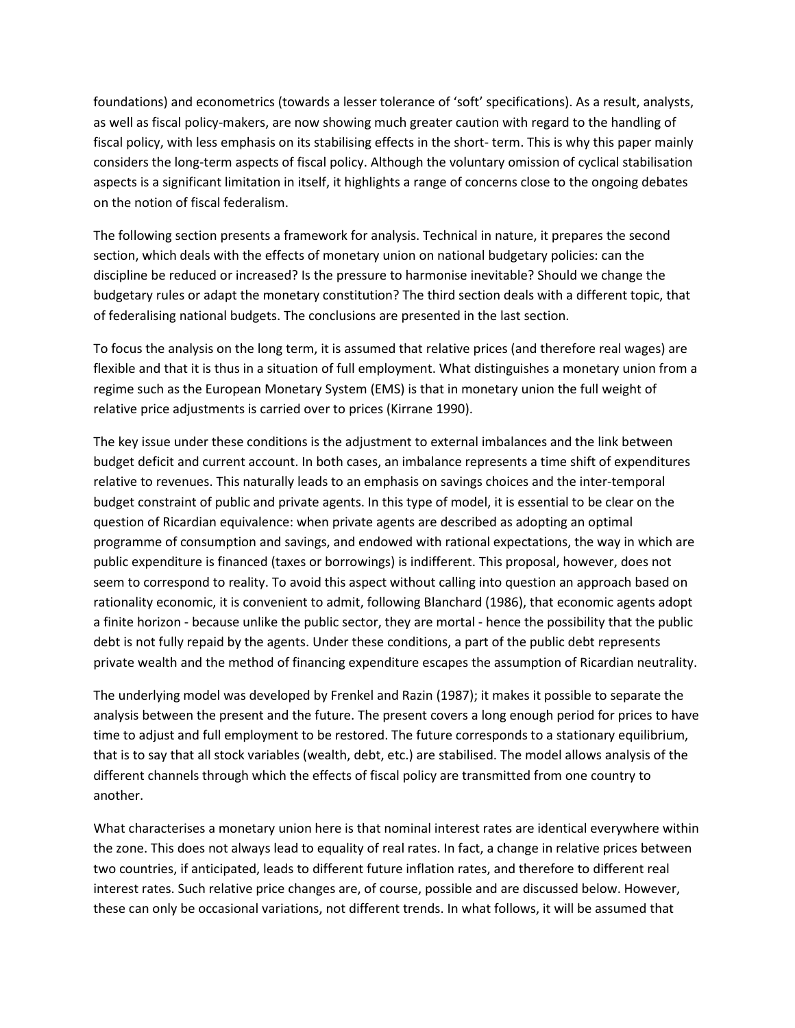foundations) and econometrics (towards a lesser tolerance of 'soft' specifications). As a result, analysts, as well as fiscal policy-makers, are now showing much greater caution with regard to the handling of fiscal policy, with less emphasis on its stabilising effects in the short- term. This is why this paper mainly considers the long-term aspects of fiscal policy. Although the voluntary omission of cyclical stabilisation aspects is a significant limitation in itself, it highlights a range of concerns close to the ongoing debates on the notion of fiscal federalism.

The following section presents a framework for analysis. Technical in nature, it prepares the second section, which deals with the effects of monetary union on national budgetary policies: can the discipline be reduced or increased? Is the pressure to harmonise inevitable? Should we change the budgetary rules or adapt the monetary constitution? The third section deals with a different topic, that of federalising national budgets. The conclusions are presented in the last section.

To focus the analysis on the long term, it is assumed that relative prices (and therefore real wages) are flexible and that it is thus in a situation of full employment. What distinguishes a monetary union from a regime such as the European Monetary System (EMS) is that in monetary union the full weight of relative price adjustments is carried over to prices (Kirrane 1990).

The key issue under these conditions is the adjustment to external imbalances and the link between budget deficit and current account. In both cases, an imbalance represents a time shift of expenditures relative to revenues. This naturally leads to an emphasis on savings choices and the inter-temporal budget constraint of public and private agents. In this type of model, it is essential to be clear on the question of Ricardian equivalence: when private agents are described as adopting an optimal programme of consumption and savings, and endowed with rational expectations, the way in which are public expenditure is financed (taxes or borrowings) is indifferent. This proposal, however, does not seem to correspond to reality. To avoid this aspect without calling into question an approach based on rationality economic, it is convenient to admit, following Blanchard (1986), that economic agents adopt a finite horizon - because unlike the public sector, they are mortal - hence the possibility that the public debt is not fully repaid by the agents. Under these conditions, a part of the public debt represents private wealth and the method of financing expenditure escapes the assumption of Ricardian neutrality.

The underlying model was developed by Frenkel and Razin (1987); it makes it possible to separate the analysis between the present and the future. The present covers a long enough period for prices to have time to adjust and full employment to be restored. The future corresponds to a stationary equilibrium, that is to say that all stock variables (wealth, debt, etc.) are stabilised. The model allows analysis of the different channels through which the effects of fiscal policy are transmitted from one country to another.

What characterises a monetary union here is that nominal interest rates are identical everywhere within the zone. This does not always lead to equality of real rates. In fact, a change in relative prices between two countries, if anticipated, leads to different future inflation rates, and therefore to different real interest rates. Such relative price changes are, of course, possible and are discussed below. However, these can only be occasional variations, not different trends. In what follows, it will be assumed that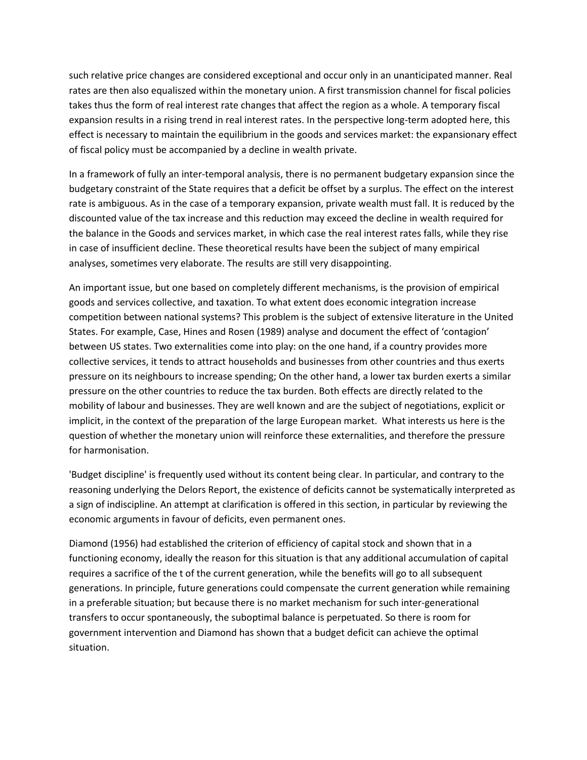such relative price changes are considered exceptional and occur only in an unanticipated manner. Real rates are then also equaliszed within the monetary union. A first transmission channel for fiscal policies takes thus the form of real interest rate changes that affect the region as a whole. A temporary fiscal expansion results in a rising trend in real interest rates. In the perspective long-term adopted here, this effect is necessary to maintain the equilibrium in the goods and services market: the expansionary effect of fiscal policy must be accompanied by a decline in wealth private.

In a framework of fully an inter-temporal analysis, there is no permanent budgetary expansion since the budgetary constraint of the State requires that a deficit be offset by a surplus. The effect on the interest rate is ambiguous. As in the case of a temporary expansion, private wealth must fall. It is reduced by the discounted value of the tax increase and this reduction may exceed the decline in wealth required for the balance in the Goods and services market, in which case the real interest rates falls, while they rise in case of insufficient decline. These theoretical results have been the subject of many empirical analyses, sometimes very elaborate. The results are still very disappointing.

An important issue, but one based on completely different mechanisms, is the provision of empirical goods and services collective, and taxation. To what extent does economic integration increase competition between national systems? This problem is the subject of extensive literature in the United States. For example, Case, Hines and Rosen (1989) analyse and document the effect of 'contagion' between US states. Two externalities come into play: on the one hand, if a country provides more collective services, it tends to attract households and businesses from other countries and thus exerts pressure on its neighbours to increase spending; On the other hand, a lower tax burden exerts a similar pressure on the other countries to reduce the tax burden. Both effects are directly related to the mobility of labour and businesses. They are well known and are the subject of negotiations, explicit or implicit, in the context of the preparation of the large European market. What interests us here is the question of whether the monetary union will reinforce these externalities, and therefore the pressure for harmonisation.

'Budget discipline' is frequently used without its content being clear. In particular, and contrary to the reasoning underlying the Delors Report, the existence of deficits cannot be systematically interpreted as a sign of indiscipline. An attempt at clarification is offered in this section, in particular by reviewing the economic arguments in favour of deficits, even permanent ones.

Diamond (1956) had established the criterion of efficiency of capital stock and shown that in a functioning economy, ideally the reason for this situation is that any additional accumulation of capital requires a sacrifice of the t of the current generation, while the benefits will go to all subsequent generations. In principle, future generations could compensate the current generation while remaining in a preferable situation; but because there is no market mechanism for such inter-generational transfers to occur spontaneously, the suboptimal balance is perpetuated. So there is room for government intervention and Diamond has shown that a budget deficit can achieve the optimal situation.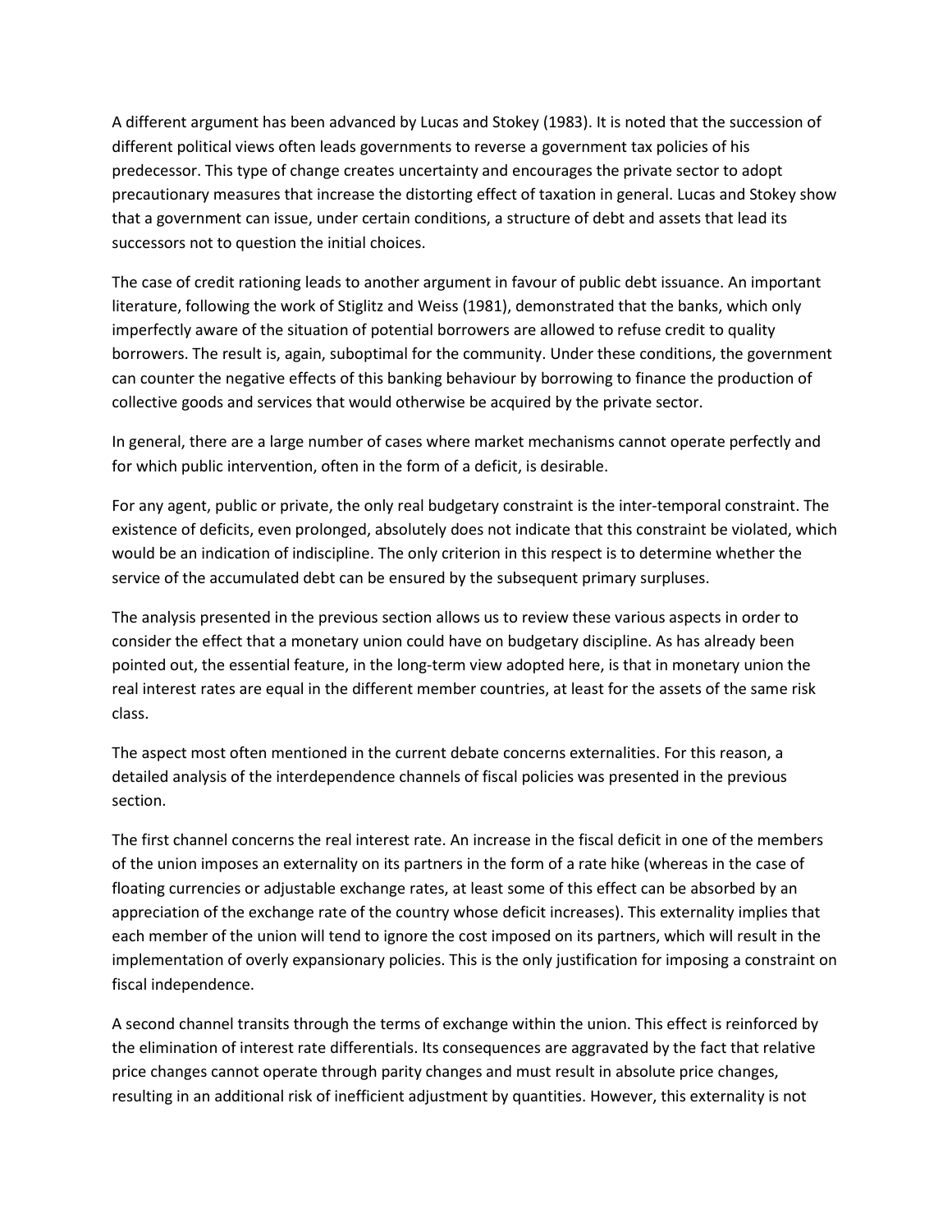A different argument has been advanced by Lucas and Stokey (1983). It is noted that the succession of different political views often leads governments to reverse a government tax policies of his predecessor. This type of change creates uncertainty and encourages the private sector to adopt precautionary measures that increase the distorting effect of taxation in general. Lucas and Stokey show that a government can issue, under certain conditions, a structure of debt and assets that lead its successors not to question the initial choices.

The case of credit rationing leads to another argument in favour of public debt issuance. An important literature, following the work of Stiglitz and Weiss (1981), demonstrated that the banks, which only imperfectly aware of the situation of potential borrowers are allowed to refuse credit to quality borrowers. The result is, again, suboptimal for the community. Under these conditions, the government can counter the negative effects of this banking behaviour by borrowing to finance the production of collective goods and services that would otherwise be acquired by the private sector.

In general, there are a large number of cases where market mechanisms cannot operate perfectly and for which public intervention, often in the form of a deficit, is desirable.

For any agent, public or private, the only real budgetary constraint is the inter-temporal constraint. The existence of deficits, even prolonged, absolutely does not indicate that this constraint be violated, which would be an indication of indiscipline. The only criterion in this respect is to determine whether the service of the accumulated debt can be ensured by the subsequent primary surpluses.

The analysis presented in the previous section allows us to review these various aspects in order to consider the effect that a monetary union could have on budgetary discipline. As has already been pointed out, the essential feature, in the long-term view adopted here, is that in monetary union the real interest rates are equal in the different member countries, at least for the assets of the same risk class.

The aspect most often mentioned in the current debate concerns externalities. For this reason, a detailed analysis of the interdependence channels of fiscal policies was presented in the previous section.

The first channel concerns the real interest rate. An increase in the fiscal deficit in one of the members of the union imposes an externality on its partners in the form of a rate hike (whereas in the case of floating currencies or adjustable exchange rates, at least some of this effect can be absorbed by an appreciation of the exchange rate of the country whose deficit increases). This externality implies that each member of the union will tend to ignore the cost imposed on its partners, which will result in the implementation of overly expansionary policies. This is the only justification for imposing a constraint on fiscal independence.

A second channel transits through the terms of exchange within the union. This effect is reinforced by the elimination of interest rate differentials. Its consequences are aggravated by the fact that relative price changes cannot operate through parity changes and must result in absolute price changes, resulting in an additional risk of inefficient adjustment by quantities. However, this externality is not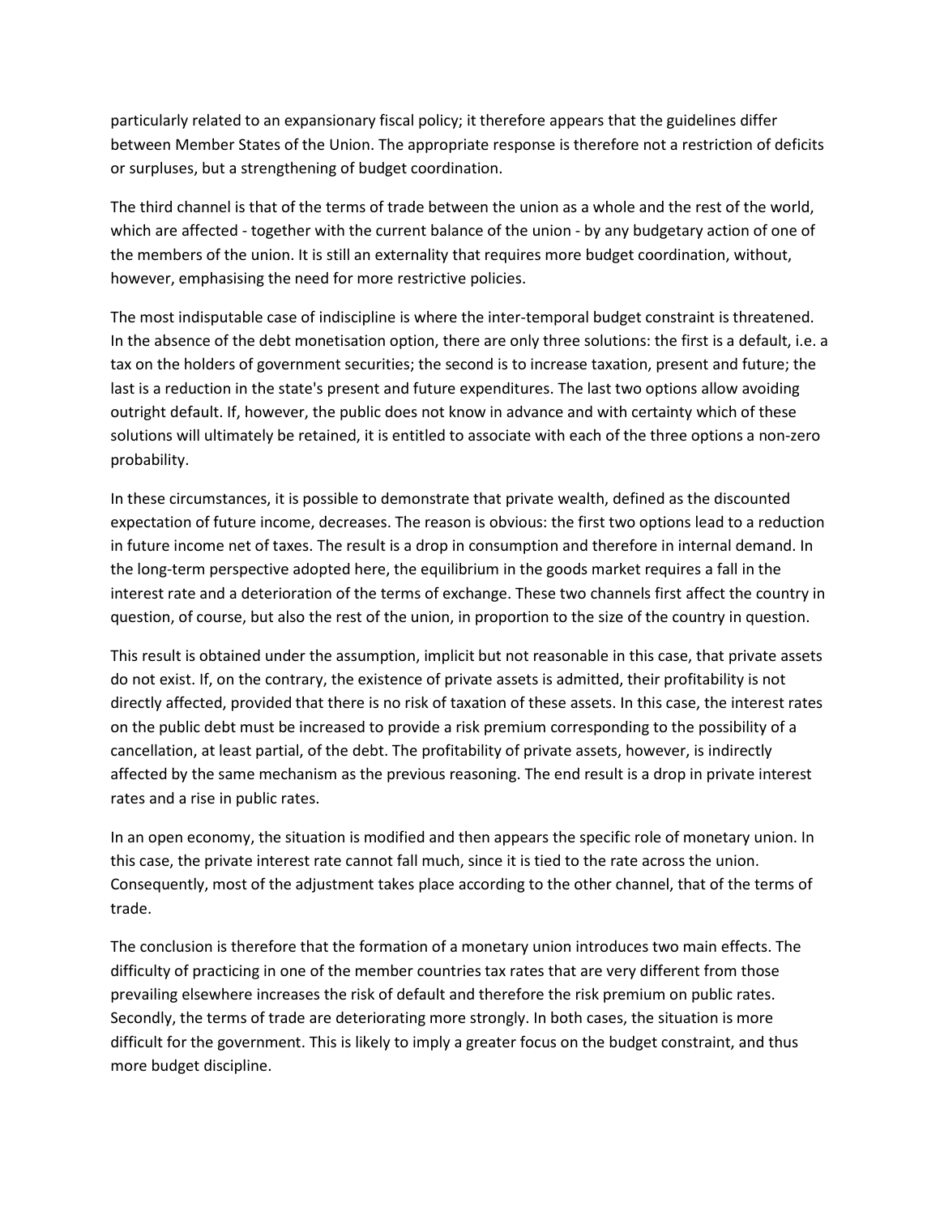particularly related to an expansionary fiscal policy; it therefore appears that the guidelines differ between Member States of the Union. The appropriate response is therefore not a restriction of deficits or surpluses, but a strengthening of budget coordination.

The third channel is that of the terms of trade between the union as a whole and the rest of the world, which are affected - together with the current balance of the union - by any budgetary action of one of the members of the union. It is still an externality that requires more budget coordination, without, however, emphasising the need for more restrictive policies.

The most indisputable case of indiscipline is where the inter-temporal budget constraint is threatened. In the absence of the debt monetisation option, there are only three solutions: the first is a default, i.e. a tax on the holders of government securities; the second is to increase taxation, present and future; the last is a reduction in the state's present and future expenditures. The last two options allow avoiding outright default. If, however, the public does not know in advance and with certainty which of these solutions will ultimately be retained, it is entitled to associate with each of the three options a non-zero probability.

In these circumstances, it is possible to demonstrate that private wealth, defined as the discounted expectation of future income, decreases. The reason is obvious: the first two options lead to a reduction in future income net of taxes. The result is a drop in consumption and therefore in internal demand. In the long-term perspective adopted here, the equilibrium in the goods market requires a fall in the interest rate and a deterioration of the terms of exchange. These two channels first affect the country in question, of course, but also the rest of the union, in proportion to the size of the country in question.

This result is obtained under the assumption, implicit but not reasonable in this case, that private assets do not exist. If, on the contrary, the existence of private assets is admitted, their profitability is not directly affected, provided that there is no risk of taxation of these assets. In this case, the interest rates on the public debt must be increased to provide a risk premium corresponding to the possibility of a cancellation, at least partial, of the debt. The profitability of private assets, however, is indirectly affected by the same mechanism as the previous reasoning. The end result is a drop in private interest rates and a rise in public rates.

In an open economy, the situation is modified and then appears the specific role of monetary union. In this case, the private interest rate cannot fall much, since it is tied to the rate across the union. Consequently, most of the adjustment takes place according to the other channel, that of the terms of trade.

The conclusion is therefore that the formation of a monetary union introduces two main effects. The difficulty of practicing in one of the member countries tax rates that are very different from those prevailing elsewhere increases the risk of default and therefore the risk premium on public rates. Secondly, the terms of trade are deteriorating more strongly. In both cases, the situation is more difficult for the government. This is likely to imply a greater focus on the budget constraint, and thus more budget discipline.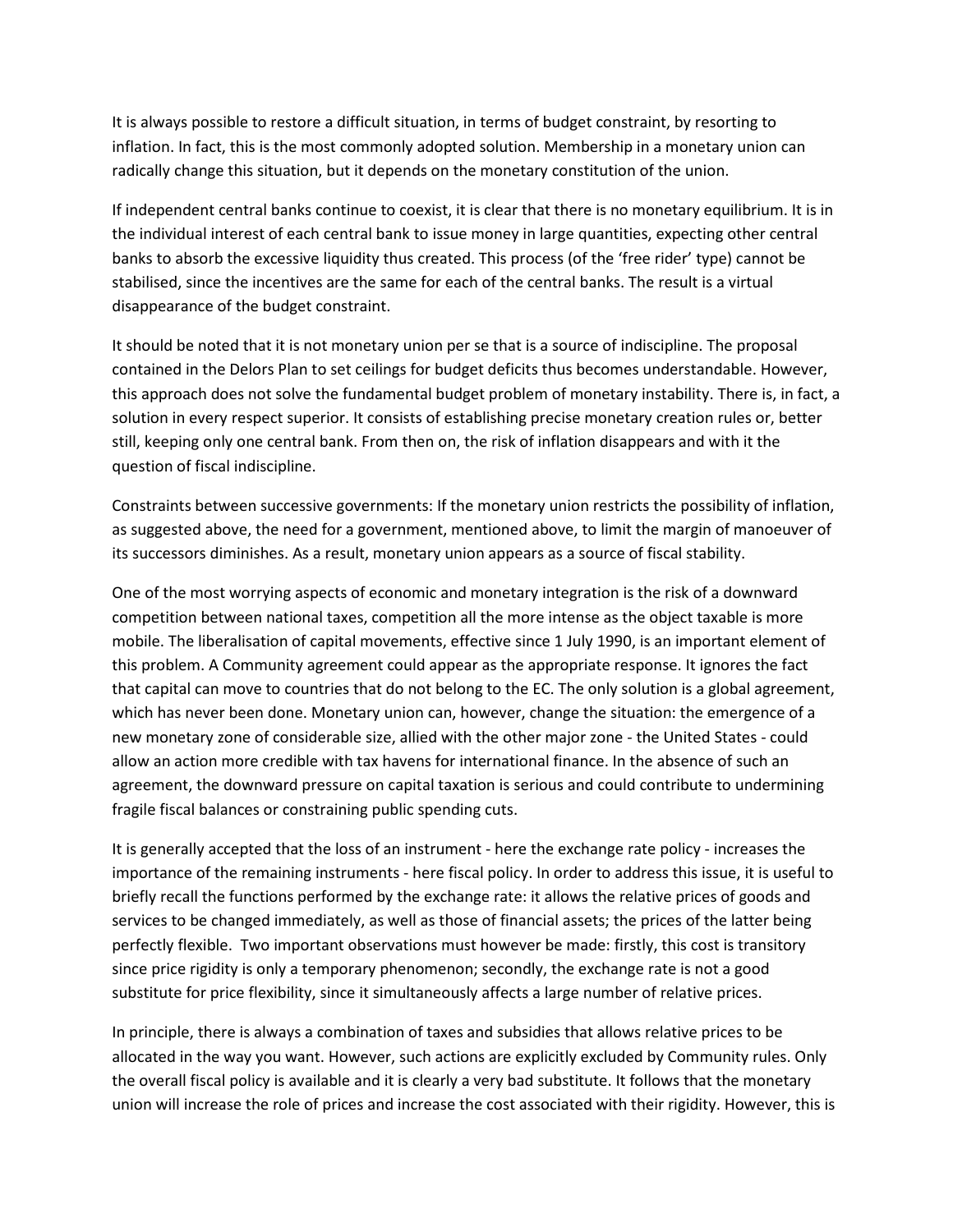It is always possible to restore a difficult situation, in terms of budget constraint, by resorting to inflation. In fact, this is the most commonly adopted solution. Membership in a monetary union can radically change this situation, but it depends on the monetary constitution of the union.

If independent central banks continue to coexist, it is clear that there is no monetary equilibrium. It is in the individual interest of each central bank to issue money in large quantities, expecting other central banks to absorb the excessive liquidity thus created. This process (of the 'free rider' type) cannot be stabilised, since the incentives are the same for each of the central banks. The result is a virtual disappearance of the budget constraint.

It should be noted that it is not monetary union per se that is a source of indiscipline. The proposal contained in the Delors Plan to set ceilings for budget deficits thus becomes understandable. However, this approach does not solve the fundamental budget problem of monetary instability. There is, in fact, a solution in every respect superior. It consists of establishing precise monetary creation rules or, better still, keeping only one central bank. From then on, the risk of inflation disappears and with it the question of fiscal indiscipline.

Constraints between successive governments: If the monetary union restricts the possibility of inflation, as suggested above, the need for a government, mentioned above, to limit the margin of manoeuver of its successors diminishes. As a result, monetary union appears as a source of fiscal stability.

One of the most worrying aspects of economic and monetary integration is the risk of a downward competition between national taxes, competition all the more intense as the object taxable is more mobile. The liberalisation of capital movements, effective since 1 July 1990, is an important element of this problem. A Community agreement could appear as the appropriate response. It ignores the fact that capital can move to countries that do not belong to the EC. The only solution is a global agreement, which has never been done. Monetary union can, however, change the situation: the emergence of a new monetary zone of considerable size, allied with the other major zone - the United States - could allow an action more credible with tax havens for international finance. In the absence of such an agreement, the downward pressure on capital taxation is serious and could contribute to undermining fragile fiscal balances or constraining public spending cuts.

It is generally accepted that the loss of an instrument - here the exchange rate policy - increases the importance of the remaining instruments - here fiscal policy. In order to address this issue, it is useful to briefly recall the functions performed by the exchange rate: it allows the relative prices of goods and services to be changed immediately, as well as those of financial assets; the prices of the latter being perfectly flexible. Two important observations must however be made: firstly, this cost is transitory since price rigidity is only a temporary phenomenon; secondly, the exchange rate is not a good substitute for price flexibility, since it simultaneously affects a large number of relative prices.

In principle, there is always a combination of taxes and subsidies that allows relative prices to be allocated in the way you want. However, such actions are explicitly excluded by Community rules. Only the overall fiscal policy is available and it is clearly a very bad substitute. It follows that the monetary union will increase the role of prices and increase the cost associated with their rigidity. However, this is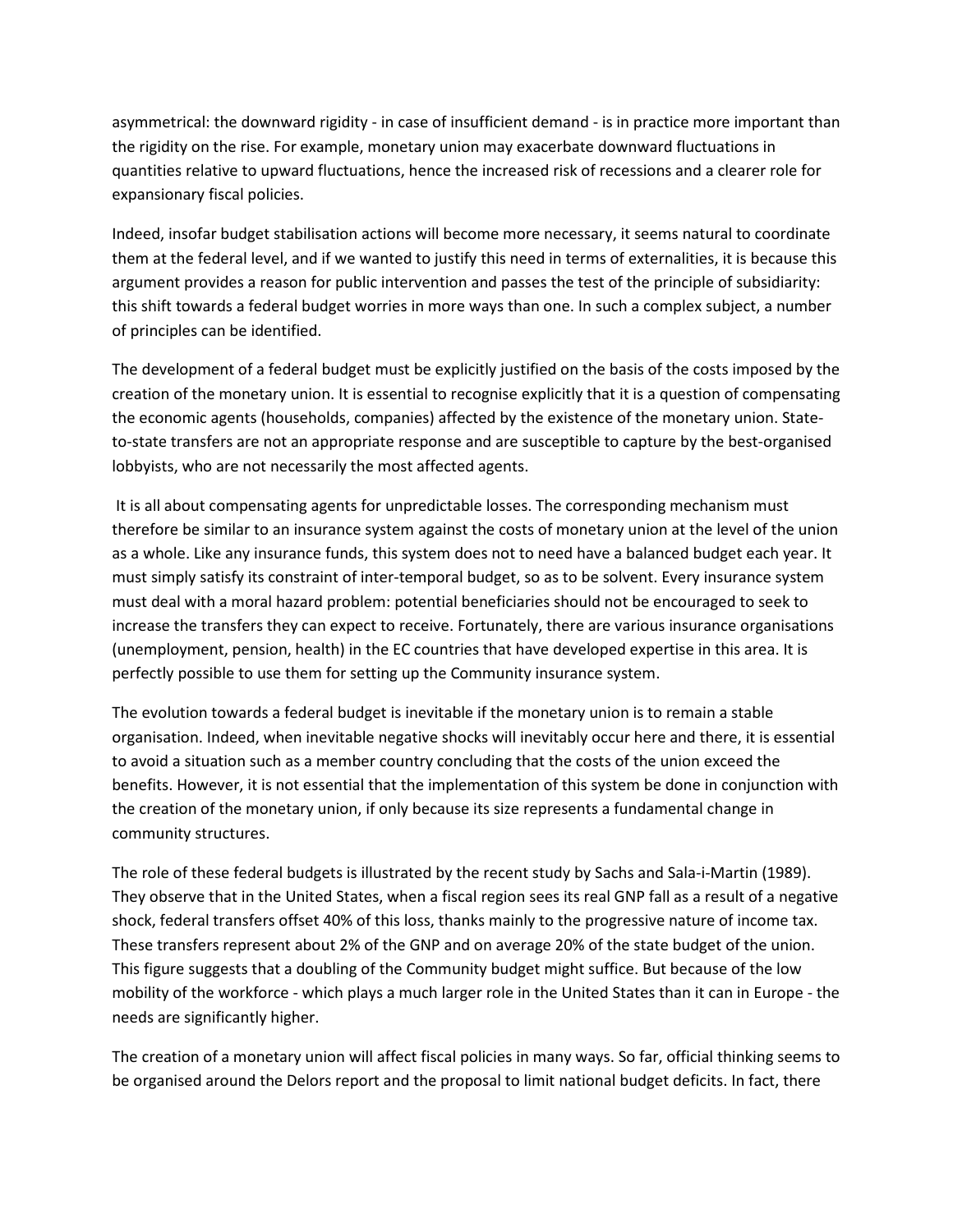asymmetrical: the downward rigidity - in case of insufficient demand - is in practice more important than the rigidity on the rise. For example, monetary union may exacerbate downward fluctuations in quantities relative to upward fluctuations, hence the increased risk of recessions and a clearer role for expansionary fiscal policies.

Indeed, insofar budget stabilisation actions will become more necessary, it seems natural to coordinate them at the federal level, and if we wanted to justify this need in terms of externalities, it is because this argument provides a reason for public intervention and passes the test of the principle of subsidiarity: this shift towards a federal budget worries in more ways than one. In such a complex subject, a number of principles can be identified.

The development of a federal budget must be explicitly justified on the basis of the costs imposed by the creation of the monetary union. It is essential to recognise explicitly that it is a question of compensating the economic agents (households, companies) affected by the existence of the monetary union. State-to-state transfers are not an appropriate response and are susceptible to capture by the best-organised lobbyists, who are not necessarily the most affected agents.

It is all about compensating agents for unpredictable losses. The corresponding mechanism must therefore be similar to an insurance system against the costs of monetary union at the level of the union as a whole. Like any insurance funds, this system does not to need have a balanced budget each year. It must simply satisfy its constraint of inter-temporal budget, so as to be solvent. Every insurance system must deal with a moral hazard problem: potential beneficiaries should not be encouraged to seek to increase the transfers they can expect to receive. Fortunately, there are various insurance organisations (unemployment, pension, health) in the EC countries that have developed expertise in this area. It is perfectly possible to use them for setting up the Community insurance system.

The evolution towards a federal budget is inevitable if the monetary union is to remain a stable organisation. Indeed, when inevitable negative shocks will inevitably occur here and there, it is essential to avoid a situation such as a member country concluding that the costs of the union exceed the benefits. However, it is not essential that the implementation of this system be done in conjunction with the creation of the monetary union, if only because its size represents a fundamental change in community structures.

The role of these federal budgets is illustrated by the recent study by Sachs and Sala-i-Martin (1989). They observe that in the United States, when a fiscal region sees its real GNP fall as a result of a negative shock, federal transfers offset 40% of this loss, thanks mainly to the progressive nature of income tax. These transfers represent about 2% of the GNP and on average 20% of the state budget of the union. This figure suggests that a doubling of the Community budget might suffice. But because of the low mobility of the workforce - which plays a much larger role in the United States than it can in Europe - the needs are significantly higher.

The creation of a monetary union will affect fiscal policies in many ways. So far, official thinking seems to be organised around the Delors report and the proposal to limit national budget deficits. In fact, there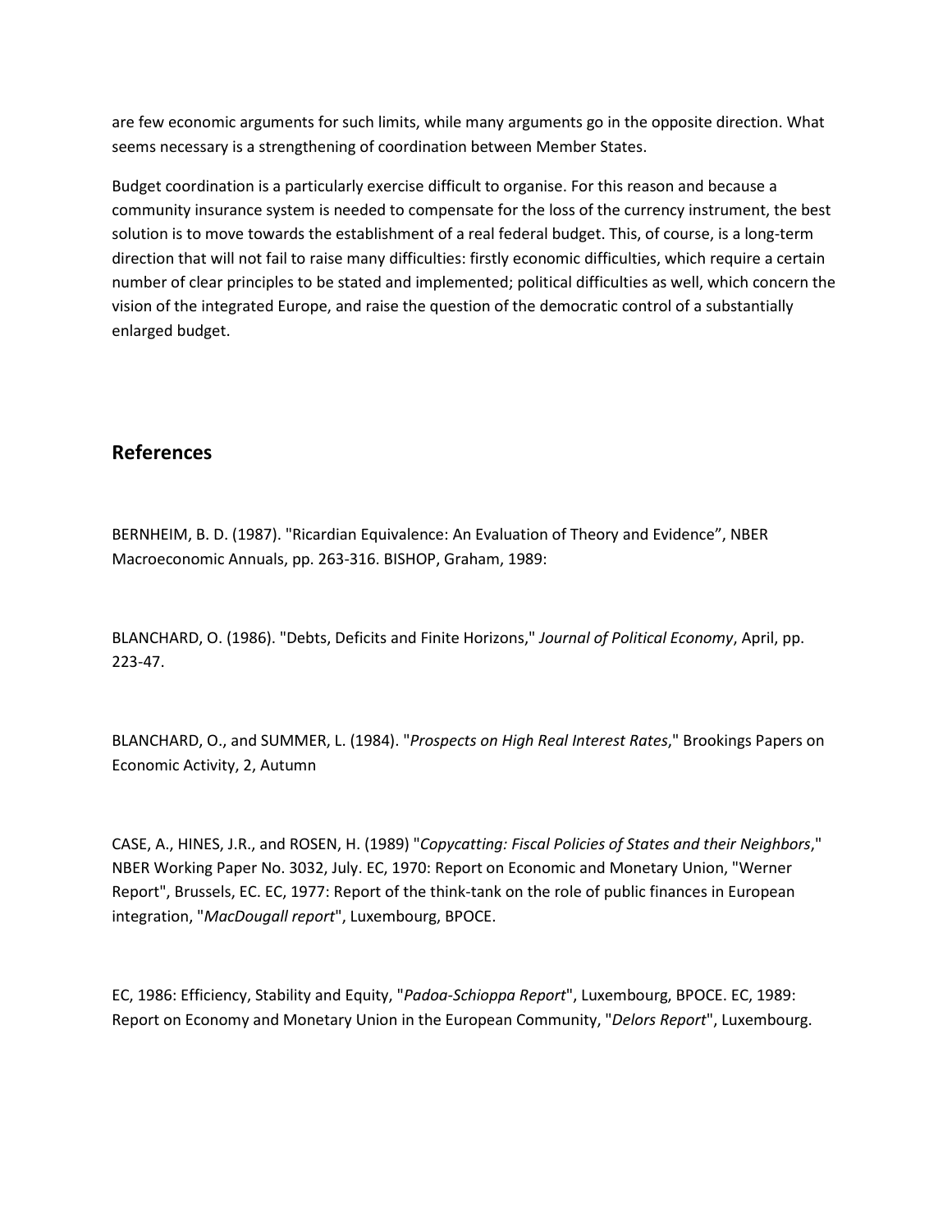are few economic arguments for such limits, while many arguments go in the opposite direction. What seems necessary is a strengthening of coordination between Member States.

Budget coordination is a particularly exercise difficult to organise. For this reason and because a community insurance system is needed to compensate for the loss of the currency instrument, the best solution is to move towards the establishment of a real federal budget. This, of course, is a long-term direction that will not fail to raise many difficulties: firstly economic difficulties, which require a certain number of clear principles to be stated and implemented; political difficulties as well, which concern the vision of the integrated Europe, and raise the question of the democratic control of a substantially enlarged budget.

## References

BERNHEIM, B. D. (1987). "Ricardian Equivalence: An Evaluation of Theory and Evidence", NBER Macroeconomic Annuals, pp. 263-316. BISHOP, Graham, 1989:

BLANCHARD, O. (1986). "Debts, Deficits and Finite Horizons," *Journal of Political Economy*, April, pp. 223-47.

BLANCHARD, O., and SUMMER, L. (1984). "*Prospects on High Real Interest Rates*," Brookings Papers on Economic Activity, 2, Autumn

CASE, A., HINES, J.R., and ROSEN, H. (1989) "*Copycatting: Fiscal Policies of States and their Neighbors*," NBER Working Paper No. 3032, July. EC, 1970: Report on Economic and Monetary Union, "Werner Report", Brussels, EC. EC, 1977: Report of the think-tank on the role of public finances in European integration, "*MacDougall report*", Luxembourg, BPOCE.

EC, 1986: Efficiency, Stability and Equity, "*Padoa-Schioppa Report*", Luxembourg, BPOCE. EC, 1989: Report on Economy and Monetary Union in the European Community, "*Delors Report*", Luxembourg.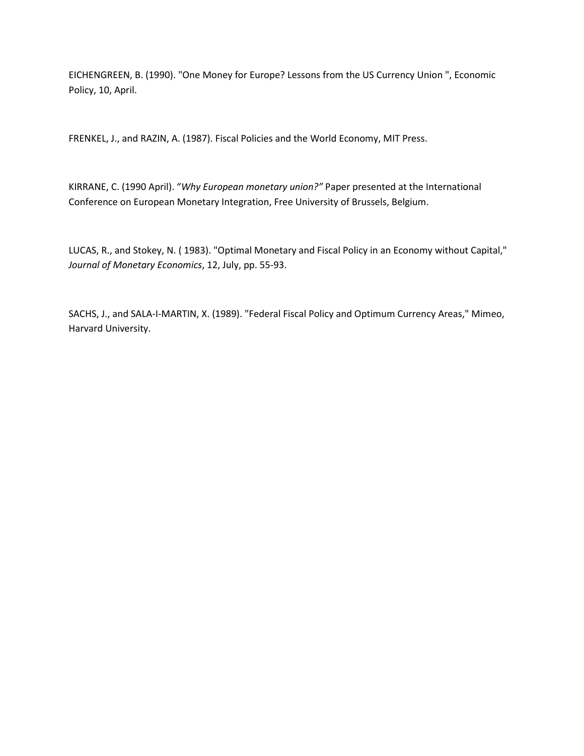EICHENGREEN, B. (1990). "One Money for Europe? Lessons from the US Currency Union ", Economic Policy, 10, April.

FRENKEL, J., and RAZIN, A. (1987). Fiscal Policies and the World Economy, MIT Press.

KIRRANE, C. (1990 April). "*Why European monetary union?"* Paper presented at the International Conference on European Monetary Integration, Free University of Brussels, Belgium.

LUCAS, R., and Stokey, N. ( 1983). "Optimal Monetary and Fiscal Policy in an Economy without Capital," *Journal of Monetary Economics*, 12, July, pp. 55-93.

SACHS, J., and SALA-I-MARTIN, X. (1989). "Federal Fiscal Policy and Optimum Currency Areas," Mimeo, Harvard University.